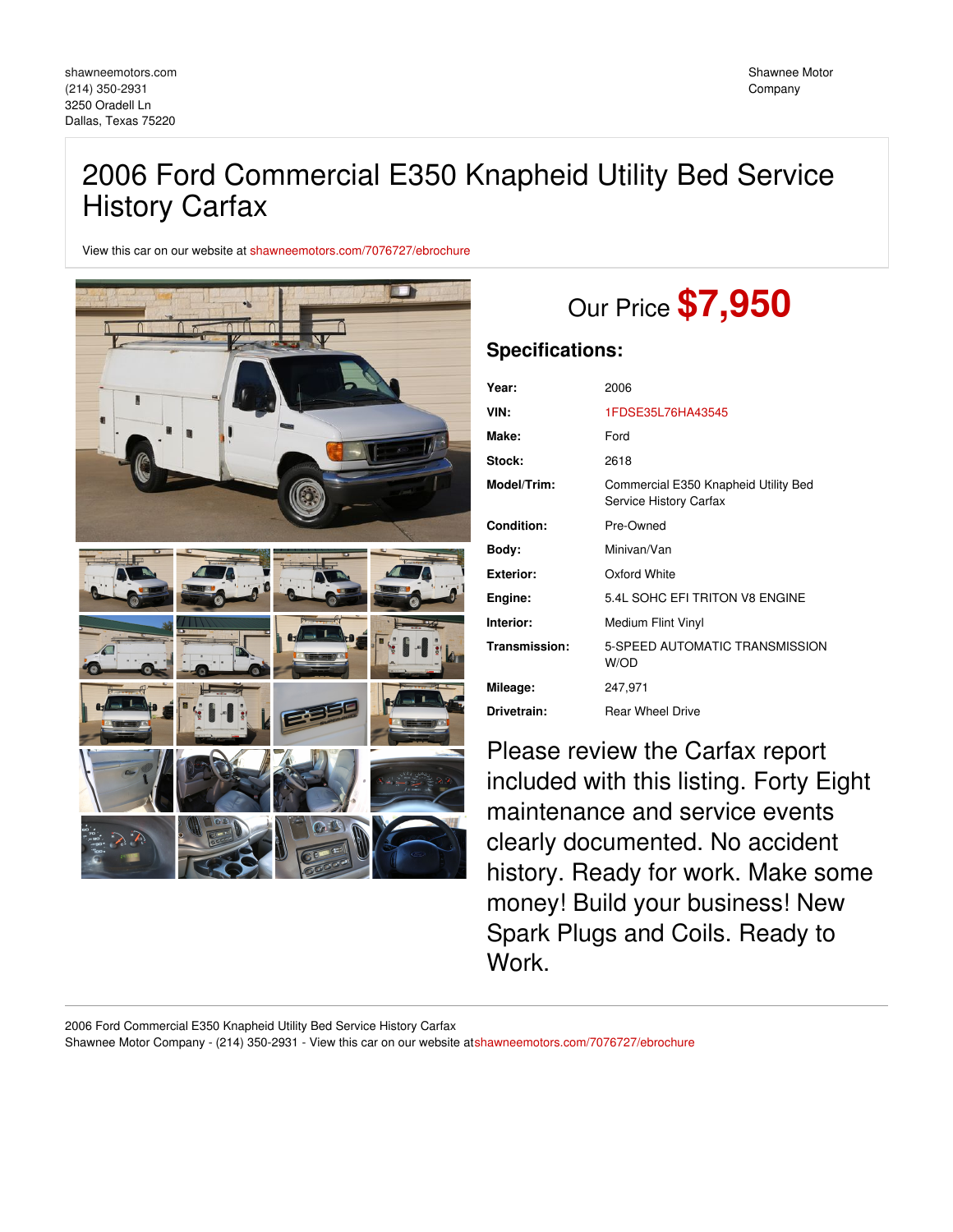shawneemotors.com
(214) 350-2931
3250 Oradell Ln
Dallas, Texas 75220

Shawnee Motor Company

# 2006 Ford Commercial E350 Knapheid Utility Bed Service History Carfax

View this car on our website at shawneemotors.com/7076727/ebrochure

## Our Price **$7,950**

### Specifications:

| | |
|---|---|
| **Year:** | 2006 |
| **VIN:** | 1FDSE35L76HA43545 |
| **Make:** | Ford |
| **Stock:** | 2618 |
| **Model/Trim:** | Commercial E350 Knapheid Utility Bed Service History Carfax |
| **Condition:** | Pre-Owned |
| **Body:** | Minivan/Van |
| **Exterior:** | Oxford White |
| **Engine:** | 5.4L SOHC EFI TRITON V8 ENGINE |
| **Interior:** | Medium Flint Vinyl |
| **Transmission:** | 5-SPEED AUTOMATIC TRANSMISSION W/OD |
| **Mileage:** | 247,971 |
| **Drivetrain:** | Rear Wheel Drive |

Please review the Carfax report included with this listing. Forty Eight maintenance and service events clearly documented. No accident history. Ready for work. Make some money! Build your business! New Spark Plugs and Coils. Ready to Work.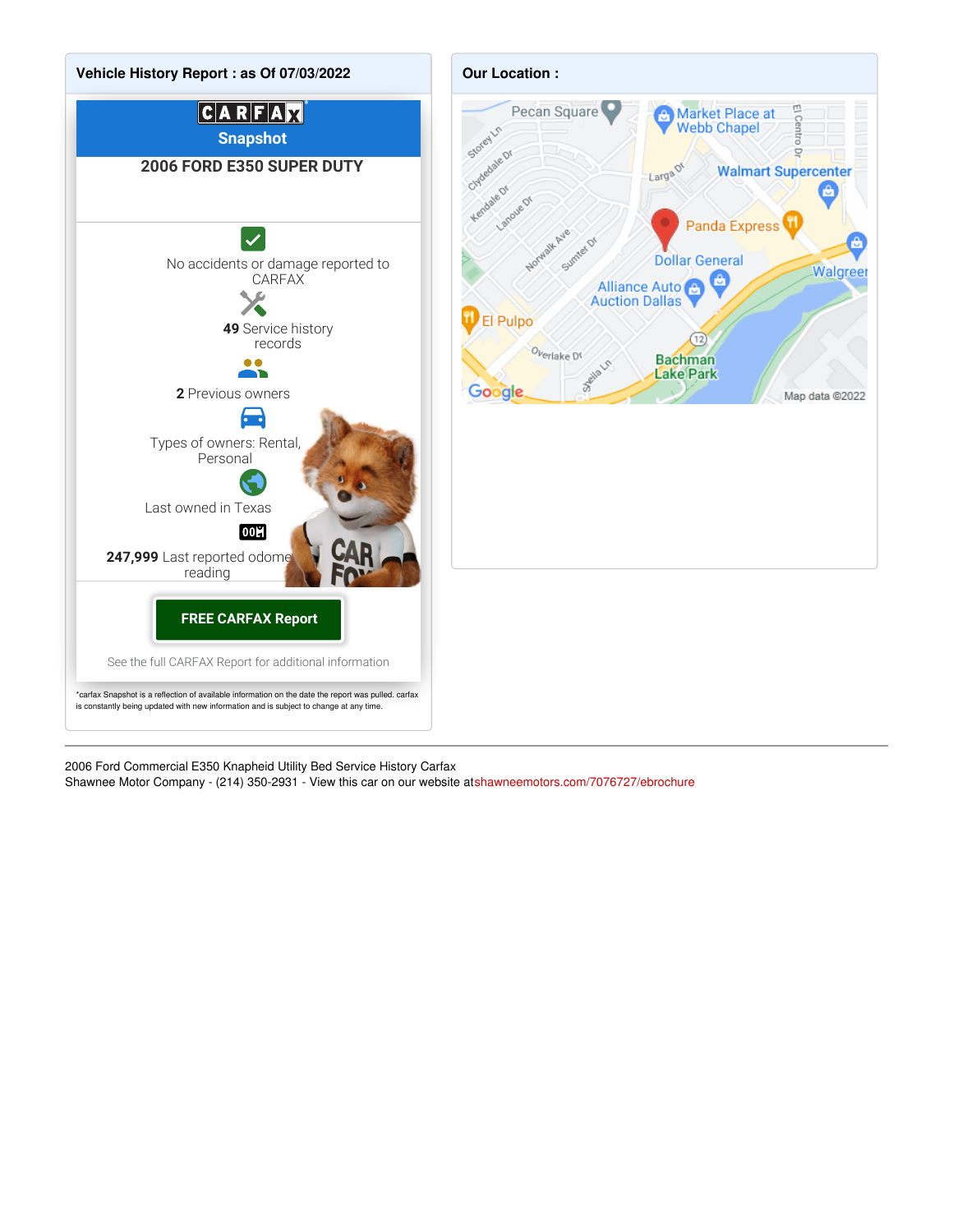## Vehicle History Report : as Of 07/03/2022

**CARFAX**

**Snapshot**

**2006 FORD E350 SUPER DUTY**

No accidents or damage reported to CARFAX

**49** Service history records

**2** Previous owners

Types of owners: Rental, Personal

Last owned in Texas

**247,999** Last reported odometer reading

**FREE CARFAX Report**

See the full CARFAX Report for additional information

*carfax Snapshot is a reflection of available information on the date the report was pulled. carfax is constantly being updated with new information and is subject to change at any time.

## Our Location :

Pecan Square, Market Place at Webb Chapel, Walmart Supercenter, Panda Express, Dollar General, Walgreens, Alliance Auto Auction Dallas, El Pulpo, Bachman Lake Park

Map data ©2022

---

2006 Ford Commercial E350 Knapheid Utility Bed Service History Carfax
Shawnee Motor Company - (214) 350-2931 - View this car on our website atshawneemotors.com/7076727/ebrochure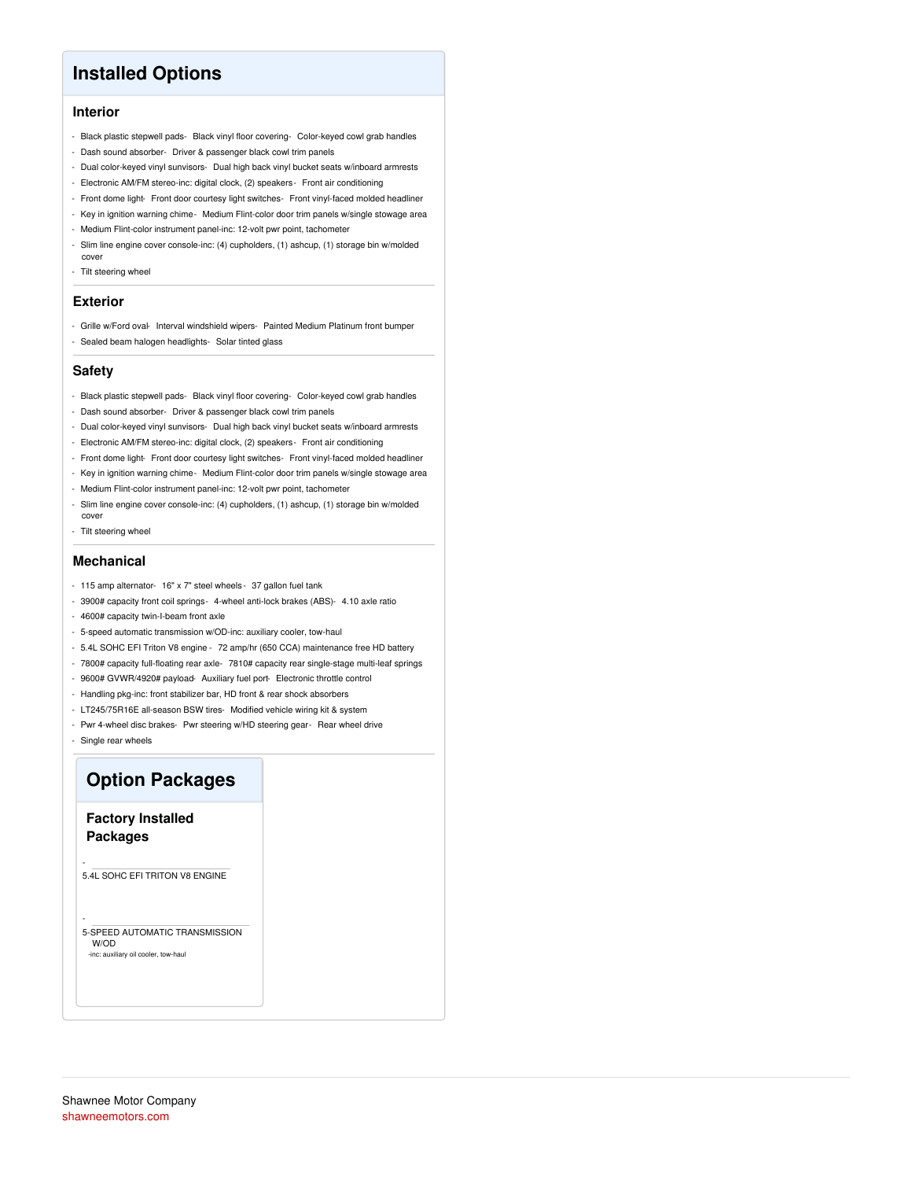# Installed Options

## Interior

- Black plastic stepwell pads- Black vinyl floor covering- Color-keyed cowl grab handles
- Dash sound absorber- Driver & passenger black cowl trim panels
- Dual color-keyed vinyl sunvisors- Dual high back vinyl bucket seats w/inboard armrests
- Electronic AM/FM stereo-inc: digital clock, (2) speakers- Front air conditioning
- Front dome light- Front door courtesy light switches- Front vinyl-faced molded headliner
- Key in ignition warning chime- Medium Flint-color door trim panels w/single stowage area
- Medium Flint-color instrument panel-inc: 12-volt pwr point, tachometer
- Slim line engine cover console-inc: (4) cupholders, (1) ashcup, (1) storage bin w/molded cover
- Tilt steering wheel

## Exterior

- Grille w/Ford oval- Interval windshield wipers- Painted Medium Platinum front bumper
- Sealed beam halogen headlights- Solar tinted glass

## Safety

- Black plastic stepwell pads- Black vinyl floor covering- Color-keyed cowl grab handles
- Dash sound absorber- Driver & passenger black cowl trim panels
- Dual color-keyed vinyl sunvisors- Dual high back vinyl bucket seats w/inboard armrests
- Electronic AM/FM stereo-inc: digital clock, (2) speakers- Front air conditioning
- Front dome light- Front door courtesy light switches- Front vinyl-faced molded headliner
- Key in ignition warning chime- Medium Flint-color door trim panels w/single stowage area
- Medium Flint-color instrument panel-inc: 12-volt pwr point, tachometer
- Slim line engine cover console-inc: (4) cupholders, (1) ashcup, (1) storage bin w/molded cover
- Tilt steering wheel

## Mechanical

- 115 amp alternator- 16" x 7" steel wheels- 37 gallon fuel tank
- 3900# capacity front coil springs- 4-wheel anti-lock brakes (ABS)- 4.10 axle ratio
- 4600# capacity twin-I-beam front axle
- 5-speed automatic transmission w/OD-inc: auxiliary cooler, tow-haul
- 5.4L SOHC EFI Triton V8 engine - 72 amp/hr (650 CCA) maintenance free HD battery
- 7800# capacity full-floating rear axle- 7810# capacity rear single-stage multi-leaf springs
- 9600# GVWR/4920# payload- Auxiliary fuel port- Electronic throttle control
- Handling pkg-inc: front stabilizer bar, HD front & rear shock absorbers
- LT245/75R16E all-season BSW tires- Modified vehicle wiring kit & system
- Pwr 4-wheel disc brakes- Pwr steering w/HD steering gear- Rear wheel drive
- Single rear wheels

# Option Packages

## Factory Installed Packages

- 5.4L SOHC EFI TRITON V8 ENGINE

- 5-SPEED AUTOMATIC TRANSMISSION W/OD
  -inc: auxiliary oil cooler, tow-haul

Shawnee Motor Company
shawneemotors.com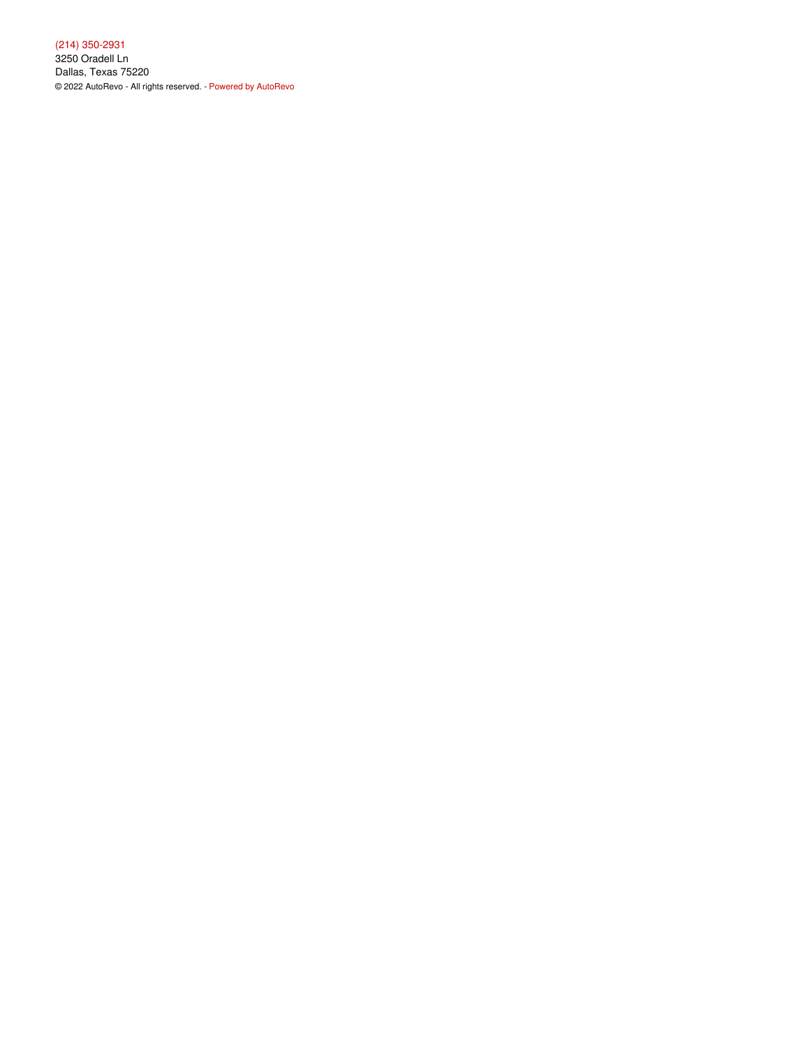(214) 350-2931
3250 Oradell Ln
Dallas, Texas 75220
© 2022 AutoRevo - All rights reserved. - Powered by AutoRevo